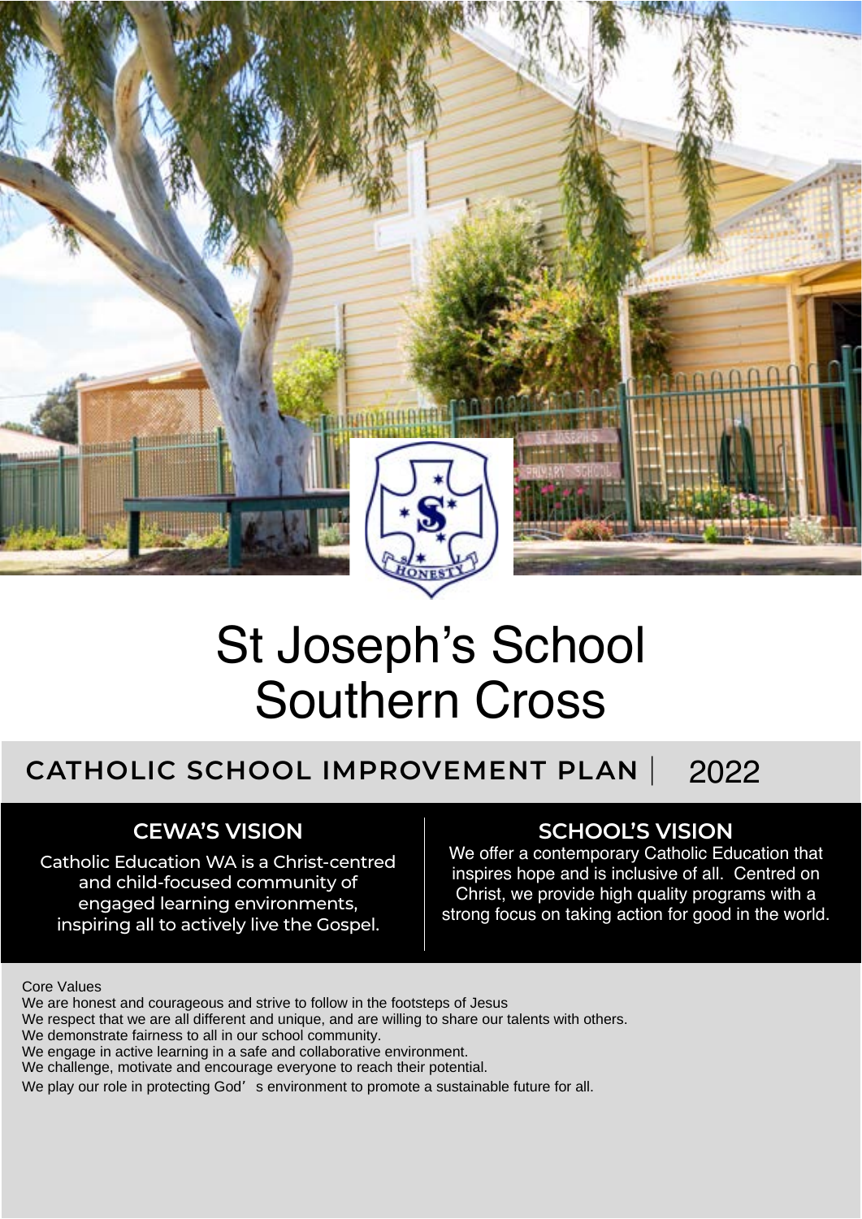# St Joseph's School Southern Cross

## CATHOLIC SCHOOL IMPROVEMENT PLAN | 2022

### CEWA'S VISION

Catholic Education WA is a Christ-centred and child-focused community of engaged learning environments, inspiring all to actively live the Gospel.

### SCHOOL'S VISION

We offer a contemporary Catholic Education that inspires hope and is inclusive of all. Centred on Christ, we provide high quality programs with a strong focus on taking action for good in the world.

Core Values

We are honest and courageous and strive to follow in the footsteps of Jesus
We respect that we are all different and unique, and are willing to share our talents with others.
We demonstrate fairness to all in our school community.
We engage in active learning in a safe and collaborative environment.
We challenge, motivate and encourage everyone to reach their potential.
We play our role in protecting God's environment to promote a sustainable future for all.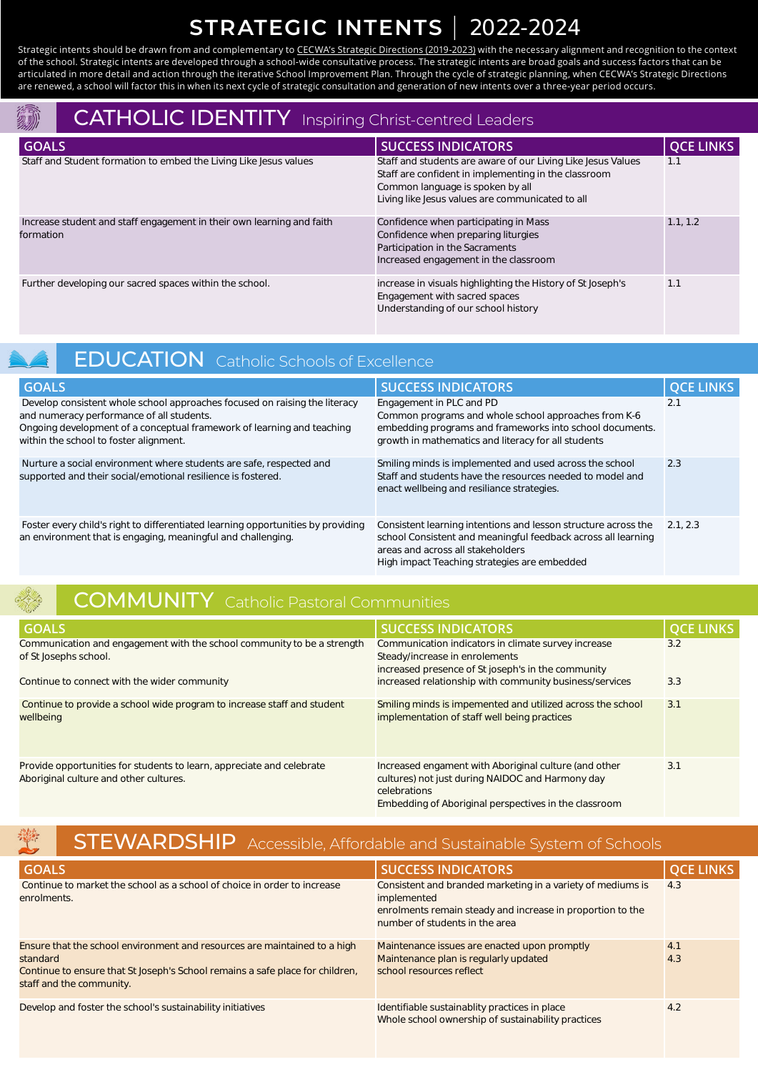# STRATEGIC INTENTS | 2022-2024

Strategic intents should be drawn from and complementary to CECWA's Strategic Directions (2019-2023) with the necessary alignment and recognition to the context of the school. Strategic intents are developed through a school-wide consultative process. The strategic intents are broad goals and success factors that can be articulated in more detail and action through the iterative School Improvement Plan. Through the cycle of strategic planning, when CECWA's Strategic Directions are renewed, a school will factor this in when its next cycle of strategic consultation and generation of new intents over a three-year period occurs.

## CATHOLIC IDENTITY Inspiring Christ-centred Leaders

| GOALS | SUCCESS INDICATORS | QCE LINKS |
|---|---|---|
| Staff and Student formation to embed the Living Like Jesus values | Staff and students are aware of our Living Like Jesus Values<br>Staff are confident in implementing in the classroom<br>Common language is spoken by all<br>Living like Jesus values are communicated to all | 1.1 |
| Increase student and staff engagement in their own learning and faith formation | Confidence when participating in Mass<br>Confidence when preparing liturgies<br>Participation in the Sacraments<br>Increased engagement in the classroom | 1.1, 1.2 |
| Further developing our sacred spaces within the school. | increase in visuals highlighting the History of St Joseph's<br>Engagement with sacred spaces<br>Understanding of our school history | 1.1 |

## EDUCATION Catholic Schools of Excellence

| GOALS | SUCCESS INDICATORS | QCE LINKS |
|---|---|---|
| Develop consistent whole school approaches focused on raising the literacy and numeracy performance of all students.<br>Ongoing development of a conceptual framework of learning and teaching within the school to foster alignment. | Engagement in PLC and PD<br>Common programs and whole school approaches from K-6 embedding programs and frameworks into school documents.<br>growth in mathematics and literacy for all students | 2.1 |
| Nurture a social environment where students are safe, respected and supported and their social/emotional resilience is fostered. | Smiling minds is implemented and used across the school<br>Staff and students have the resources needed to model and enact wellbeing and resiliance strategies. | 2.3 |
| Foster every child's right to differentiated learning opportunities by providing an environment that is engaging, meaningful and challenging. | Consistent learning intentions and lesson structure across the school Consistent and meaningful feedback across all learning areas and across all stakeholders<br>High impact Teaching strategies are embedded | 2.1, 2.3 |

## COMMUNITY Catholic Pastoral Communities

| GOALS | SUCCESS INDICATORS | QCE LINKS |
|---|---|---|
| Communication and engagement with the school community to be a strength of St Josephs school.<br><br>Continue to connect with the wider community | Communication indicators in climate survey increase<br>Steady/increase in enrolements<br>increased presence of St joseph's in the community<br>increased relationship with community business/services | 3.2<br><br>3.3 |
| Continue to provide a school wide program to increase staff and student wellbeing | Smiling minds is impemented and utilized across the school<br>implementation of staff well being practices | 3.1 |
| Provide opportunities for students to learn, appreciate and celebrate Aboriginal culture and other cultures. | Increased engament with Aboriginal culture (and other cultures) not just during NAIDOC and Harmony day celebrations<br>Embedding of Aboriginal perspectives in the classroom | 3.1 |

## STEWARDSHIP Accessible, Affordable and Sustainable System of Schools

| GOALS | SUCCESS INDICATORS | QCE LINKS |
|---|---|---|
| Continue to market the school as a school of choice in order to increase enrolments. | Consistent and branded marketing in a variety of mediums is implemented<br>enrolments remain steady and increase in proportion to the number of students in the area | 4.3 |
| Ensure that the school environment and resources are maintained to a high standard<br>Continue to ensure that St Joseph's School remains a safe place for children, staff and the community. | Maintenance issues are enacted upon promptly<br>Maintenance plan is regularly updated<br>school resources reflect | 4.1<br>4.3 |
| Develop and foster the school's sustainability initiatives | Identifiable sustainablity practices in place<br>Whole school ownership of sustainability practices | 4.2 |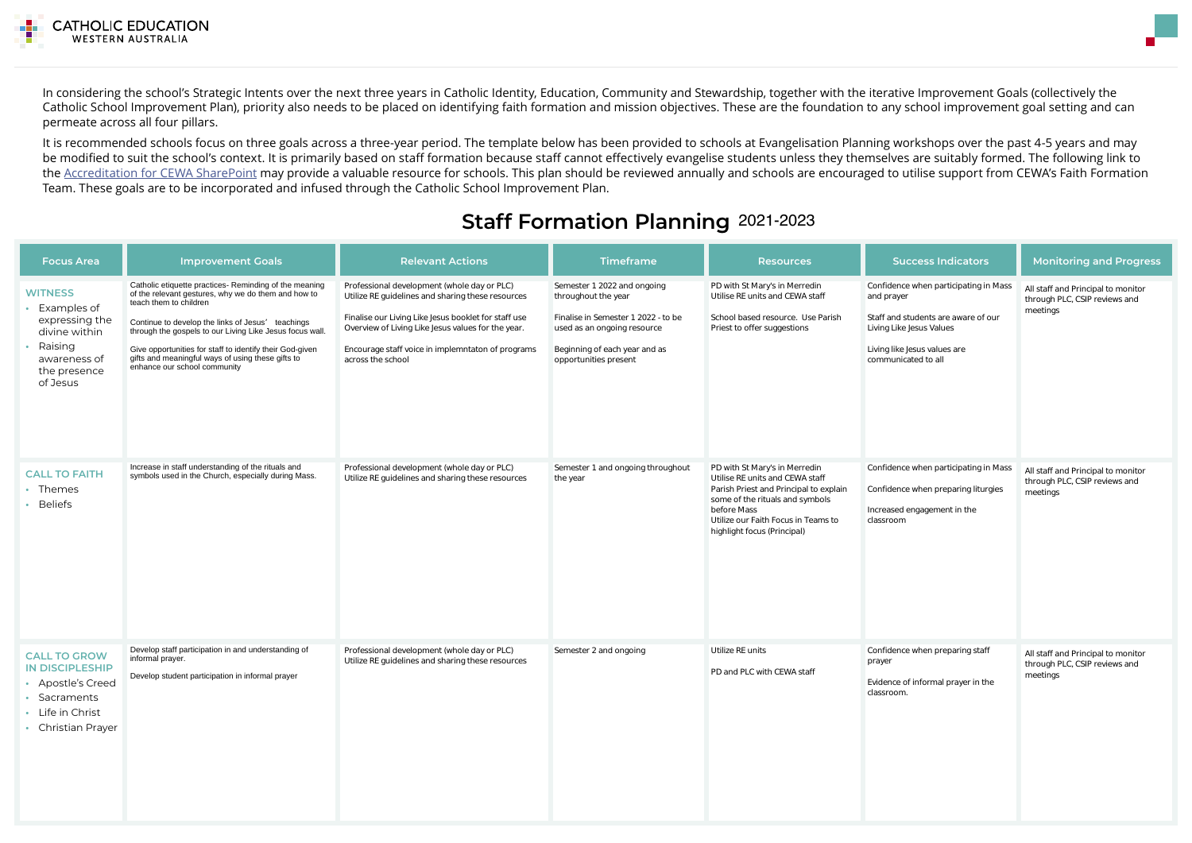In considering the school's Strategic Intents over the next three years in Catholic Identity, Education, Community and Stewardship, together with the iterative Improvement Goals (collectively the Catholic School Improvement Plan), priority also needs to be placed on identifying faith formation and mission objectives. These are the foundation to any school improvement goal setting and can permeate across all four pillars.

It is recommended schools focus on three goals across a three-year period. The template below has been provided to schools at Evangelisation Planning workshops over the past 4-5 years and may be modified to suit the school's context. It is primarily based on staff formation because staff cannot effectively evangelise students unless they themselves are suitably formed. The following link to the Accreditation for CEWA SharePoint may provide a valuable resource for schools. This plan should be reviewed annually and schools are encouraged to utilise support from CEWA's Faith Formation Team. These goals are to be incorporated and infused through the Catholic School Improvement Plan.

## Staff Formation Planning 2021-2023

| Focus Area | Improvement Goals | Relevant Actions | Timeframe | Resources | Success Indicators | Monitoring and Progress |
|---|---|---|---|---|---|---|
| **WITNESS**<br>• Examples of expressing the divine within<br>• Raising awareness of the presence of Jesus | Catholic etiquette practices- Reminding of the meaning of the relevant gestures, why we do them and how to teach them to children<br><br>Continue to develop the links of Jesus' teachings through the gospels to our Living Like Jesus focus wall.<br><br>Give opportunities for staff to identify their God-given gifts and meaningful ways of using these gifts to enhance our school community | Professional development (whole day or PLC) Utilize RE guidelines and sharing these resources<br><br>Finalise our Living Like Jesus booklet for staff use Overview of Living Like Jesus values for the year.<br><br>Encourage staff voice in implemntaton of programs across the school | Semester 1 2022 and ongoing throughout the year<br><br>Finalise in Semester 1 2022 - to be used as an ongoing resource<br><br>Beginning of each year and as opportunities present | PD with St Mary's in Merredin Utilise RE units and CEWA staff<br><br>School based resource. Use Parish Priest to offer suggestions | Confidence when participating in Mass and prayer<br><br>Staff and students are aware of our Living Like Jesus Values<br><br>Living like Jesus values are communicated to all | All staff and Principal to monitor through PLC, CSIP reviews and meetings |
| **CALL TO FAITH**<br>• Themes<br>• Beliefs | Increase in staff understanding of the rituals and symbols used in the Church, especially during Mass. | Professional development (whole day or PLC) Utilize RE guidelines and sharing these resources | Semester 1 and ongoing throughout the year | PD with St Mary's in Merredin Utilise RE units and CEWA staff Parish Priest and Principal to explain some of the rituals and symbols before Mass Utilize our Faith Focus in Teams to highlight focus (Principal) | Confidence when participating in Mass<br><br>Confidence when preparing liturgies<br><br>Increased engagement in the classroom | All staff and Principal to monitor through PLC, CSIP reviews and meetings |
| **CALL TO GROW IN DISCIPLESHIP**<br>• Apostle's Creed<br>• Sacraments<br>• Life in Christ<br>• Christian Prayer | Develop staff participation in and understanding of informal prayer.<br><br>Develop student participation in informal prayer | Professional development (whole day or PLC) Utilize RE guidelines and sharing these resources | Semester 2 and ongoing | Utilize RE units<br><br>PD and PLC with CEWA staff | Confidence when preparing staff prayer<br><br>Evidence of informal prayer in the classroom. | All staff and Principal to monitor through PLC, CSIP reviews and meetings |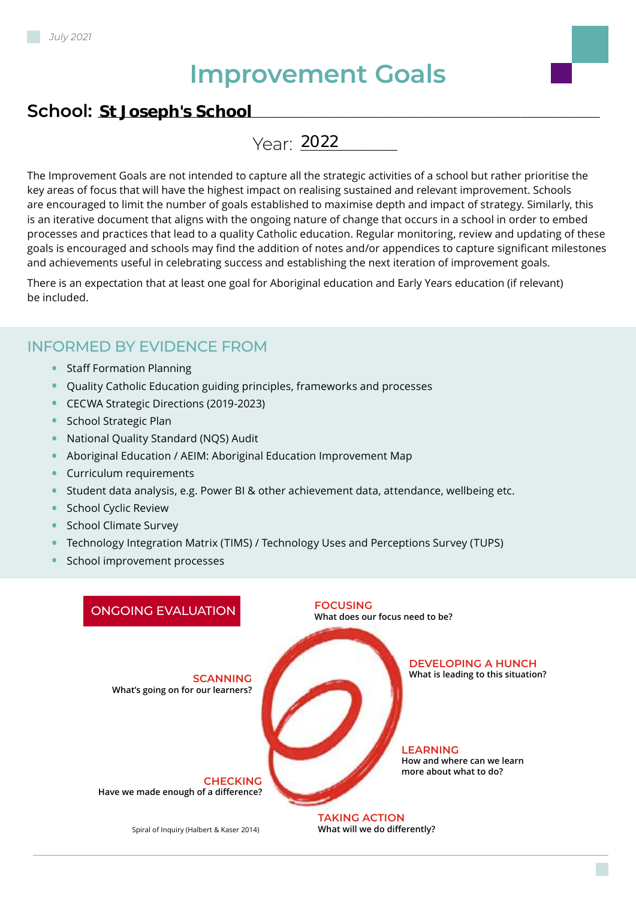*July 2021*

# Improvement Goals

**School:** **St Joseph's School**

Year: 2022

The Improvement Goals are not intended to capture all the strategic activities of a school but rather prioritise the key areas of focus that will have the highest impact on realising sustained and relevant improvement. Schools are encouraged to limit the number of goals established to maximise depth and impact of strategy. Similarly, this is an iterative document that aligns with the ongoing nature of change that occurs in a school in order to embed processes and practices that lead to a quality Catholic education. Regular monitoring, review and updating of these goals is encouraged and schools may find the addition of notes and/or appendices to capture significant milestones and achievements useful in celebrating success and establishing the next iteration of improvement goals.

There is an expectation that at least one goal for Aboriginal education and Early Years education (if relevant) be included.

## INFORMED BY EVIDENCE FROM

- Staff Formation Planning
- Quality Catholic Education guiding principles, frameworks and processes
- CECWA Strategic Directions (2019-2023)
- School Strategic Plan
- National Quality Standard (NQS) Audit
- Aboriginal Education / AEIM: Aboriginal Education Improvement Map
- Curriculum requirements
- Student data analysis, e.g. Power BI & other achievement data, attendance, wellbeing etc.
- School Cyclic Review
- School Climate Survey
- Technology Integration Matrix (TIMS) / Technology Uses and Perceptions Survey (TUPS)
- School improvement processes

## ONGOING EVALUATION

**SCANNING**
What's going on for our learners?

**FOCUSING**
What does our focus need to be?

**DEVELOPING A HUNCH**
What is leading to this situation?

**LEARNING**
How and where can we learn more about what to do?

**TAKING ACTION**
What will we do differently?

**CHECKING**
Have we made enough of a difference?

Spiral of Inquiry (Halbert & Kaser 2014)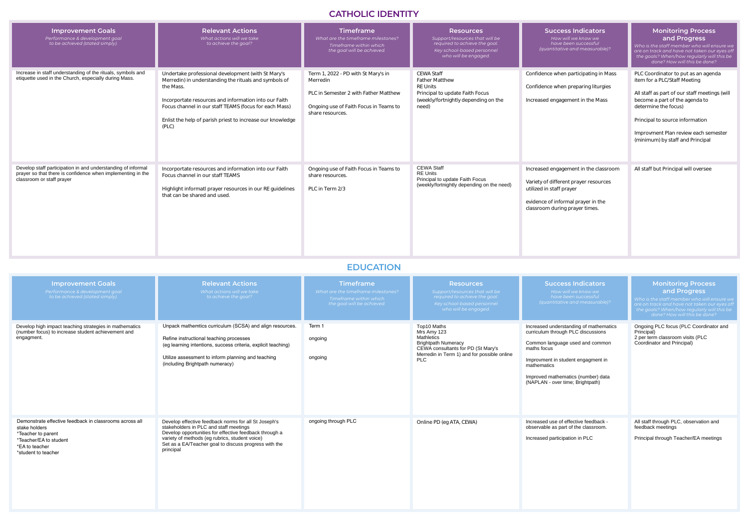## CATHOLIC IDENTITY

| Improvement Goals<br>*Performance & development goal to be achieved (stated simply).* | Relevant Actions<br>*What actions will we take to achieve the goal?* | Timeframe<br>*What are the timeframe milestones? Timeframe within which the goal will be achieved.* | Resources<br>*Support/resources that will be required to achieve the goal. Key school-based personnel who will be engaged.* | Success Indicators<br>*How will we know we have been successful (quantitative and measurable)?* | Monitoring Process and Progress<br>*Who is the staff member who will ensure we are on track and have not taken our eyes off the goals? When/how regularly will this be done? How will this be done?* |
|---|---|---|---|---|---|
| Increase in staff understanding of the rituals, symbols and etiquette used in the Church, especially during Mass. | Undertake professional development (with St Mary's Merredin) in understanding the rituals and symbols of the Mass.<br><br>Incorportate resources and information into our Faith Focus channel in our staff TEAMS (focus for each Mass)<br><br>Enlist the help of parish priest to increase our knowledge (PLC) | Term 1, 2022 - PD with St Mary's in Merredin<br><br>PLC in Semester 2 with Father Matthew<br><br>Ongoing use of Faith Focus in Teams to share resources. | CEWA Staff<br>Father Matthew<br>RE Units<br>Principal to update Faith Focus (weekly/fortnightly depending on the need) | Confidence when participating in Mass<br><br>Confidence when preparing liturgies<br><br>Increased engagement in the Mass | PLC Coordinator to put as an agenda item for a PLC/Staff Meeting<br><br>All staff as part of our staff meetings (will become a part of the agenda to determine the focus)<br><br>Principal to source information<br><br>Improvment Plan review each semester (minimum) by staff and Principal |
| Develop staff participation in and understanding of informal prayer so that there is confidence when implementing in the classroom or staff prayer | Incorportate resources and information into our Faith Focus channel in our staff TEAMS<br><br>Highlight informatl prayer resources in our RE guidelines that can be shared and used. | Ongoing use of Faith Focus in Teams to share resources.<br><br>PLC in Term 2/3 | CEWA Staff<br>RE Units<br>Principal to update Faith Focus (weekly/fortnightly depending on the need) | Increased engagement in the classroom<br><br>Variety of different prayer resources utilized in staff prayer<br><br>evidence of informal prayer in the classroom during prayer times. | All staff but Principal will oversee |

## EDUCATION

| Improvement Goals<br>*Performance & development goal to be achieved (stated simply).* | Relevant Actions<br>*What actions will we take to achieve the goal?* | Timeframe<br>*What are the timeframe milestones? Timeframe within which the goal will be achieved.* | Resources<br>*Support/resources that will be required to achieve the goal. Key school-based personnel who will be engaged.* | Success Indicators<br>*How will we know we have been successful (quantitative and measurable)?* | Monitoring Process and Progress<br>*Who is the staff member who will ensure we are on track and have not taken our eyes off the goals? When/how regularly will this be done? How will this be done?* |
|---|---|---|---|---|---|
| Develop high impact teaching strategies in mathematics (number focus) to increase student achievement and engagment. | Unpack mathemtics curriculum (SCSA) and align resources.<br><br>Refine instructional teaching processes (eg learning intentions, success criteria, explicit teaching)<br><br>Utilize assessment to inform planning and teaching (including Brightpath numeracy) | Term 1<br><br>ongoing<br><br>ongoing | Top10 Maths<br>Mrs Amy 123<br>Mathletics<br>Brightpath Numeracy<br>CEWA consultants for PD (St Mary's Merredin in Term 1) and for possible online PLC | Increased understanding of mathematics curriculum through PLC discussions<br><br>Common language used and common maths focus<br><br>Improvment in student engagment in mathematics<br><br>Improved mathematics (number) data (NAPLAN - over time; Brightpath) | Ongoing PLC focus (PLC Coordinator and Principal)<br>2 per term classroom visits (PLC Coordinator and Principal) |
| Demonstrate effective feedback in classrooms across all stake holders<br>*Teacher to parent<br>*Teacher/EA to student<br>*EA to teacher<br>*student to teacher | Develop effective feedback norms for all St Joseph's stakeholders in PLC and staff meetings<br>Develop opportunities for effective feedback through a variety of methods (eg rubrics, student voice)<br>Set as a EA/Teacher goal to discuss progress with the principal | ongoing through PLC | Online PD (eg ATA, CEWA) | Increased use of effective feedback - observable as part of the classroom.<br><br>Increased participation in PLC | All staff through PLC, observation and feedback meetings<br><br>Principal through Teacher/EA meetings |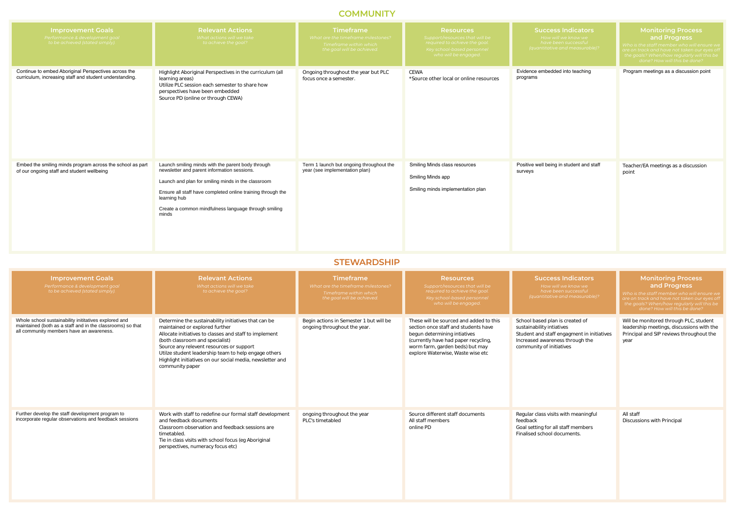## COMMUNITY

| Improvement Goals<br>*Performance & development goal to be achieved (stated simply).* | Relevant Actions<br>*What actions will we take to achieve the goal?* | Timeframe<br>*What are the timeframe milestones? Timeframe within which the goal will be achieved.* | Resources<br>*Support/resources that will be required to achieve the goal. Key school-based personnel who will be engaged.* | Success Indicators<br>*How will we know we have been successful (quantitative and measurable)?* | Monitoring Process and Progress<br>*Who is the staff member who will ensure we are on track and have not taken our eyes off the goals? When/how regularly will this be done? How will this be done?* |
|---|---|---|---|---|---|
| Continue to embed Aboriginal Perspectives across the curriculum, increasing staff and student understanding. | Highlight Aboriginal Perspectives in the curriculum (all learning areas)<br>Utilize PLC session each semester to share how perspectives have been embedded<br>Source PD (online or through CEWA) | Ongoing throughout the year but PLC focus once a semester. | CEWA<br>*Source other local or online resources | Evidence embedded into teaching programs | Program meetings as a discussion point |
| Embed the smiling minds program across the school as part of our ongoing staff and student wellbeing | Launch smiling minds with the parent body through newsletter and parent information sessions.<br>Launch and plan for smiling minds in the classroom<br>Ensure all staff have completed online training through the learning hub<br>Create a common mindfulness language through smiling minds | Term 1 launch but ongoing throughout the year (see implementation plan) | Smiling Minds class resources<br>Smiling Minds app<br>Smiling minds implementation plan | Positive well being in student and staff surveys | Teacher/EA meetings as a discussion point |

## STEWARDSHIP

| Improvement Goals<br>*Performance & development goal to be achieved (stated simply).* | Relevant Actions<br>*What actions will we take to achieve the goal?* | Timeframe<br>*What are the timeframe milestones? Timeframe within which the goal will be achieved.* | Resources<br>*Support/resources that will be required to achieve the goal. Key school-based personnel who will be engaged.* | Success Indicators<br>*How will we know we have been successful (quantitative and measurable)?* | Monitoring Process and Progress<br>*Who is the staff member who will ensure we are on track and have not taken our eyes off the goals? When/how regularly will this be done? How will this be done?* |
|---|---|---|---|---|---|
| Whole school sustainability inititatives explored and maintained (both as a staff and in the classrooms) so that all community members have an awareness. | Determine the sustainability initiatives that can be maintained or explored further<br>Allocate initiatives to classes and staff to implement (both classroom and specialist)<br>Source any relevent resources or support<br>Utilze student leadership team to help engage others<br>Highlight initiatives on our social media, newsletter and community paper | Begin actions in Semester 1 but will be ongoing throughout the year. | These will be sourced and added to this section once staff and students have begun determining intiatives (currently have had paper recycling, worm farm, garden beds) but may explore Waterwise, Waste wise etc | School based plan is created of sustainability intiatives<br>Student and staff engagment in initiatives<br>Increased awareness through the community of initiatives | Will be monitored through PLC, student leadership meetings, discussions with the Principal and SIP reviews throughout the year |
| Further develop the staff development program to incorporate regular observations and feedback sessions | Work with staff to redefine our formal staff development and feedback documents<br>Classroom observation and feedback sessions are timetabled.<br>Tie in class visits with school focus (eg Aboriginal perspectives, numeracy focus etc) | ongoing throughout the year<br>PLC's timetabled | Source different staff documents<br>All staff members<br>online PD | Regular class visits with meaningful feedback<br>Goal setting for all staff members<br>Finalised school documents. | All staff<br>Discussions with Principal |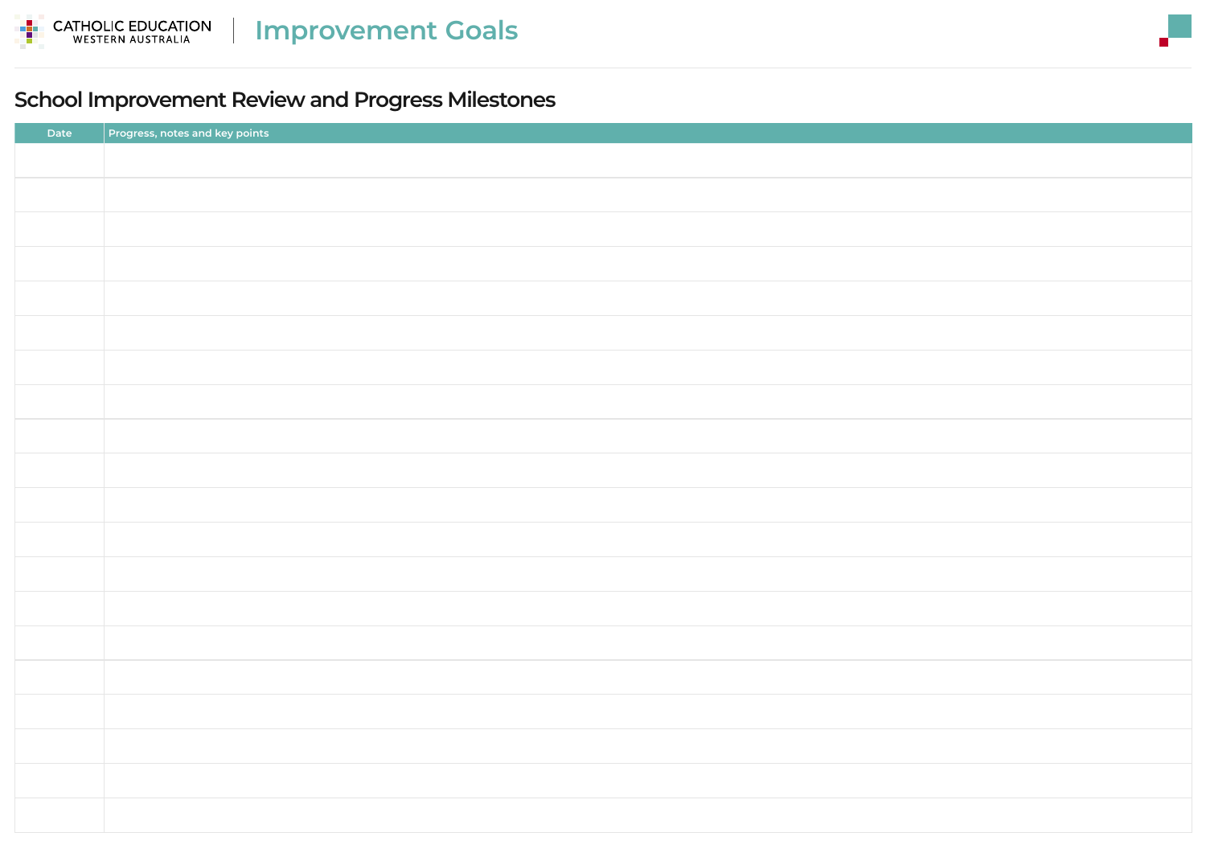# School Improvement Review and Progress Milestones

| Date | Progress, notes and key points |
|---|---|
| | |
| | |
| | |
| | |
| | |
| | |
| | |
| | |
| | |
| | |
| | |
| | |
| | |
| | |
| | |
| | |
| | |
| | |
| | |
| | |